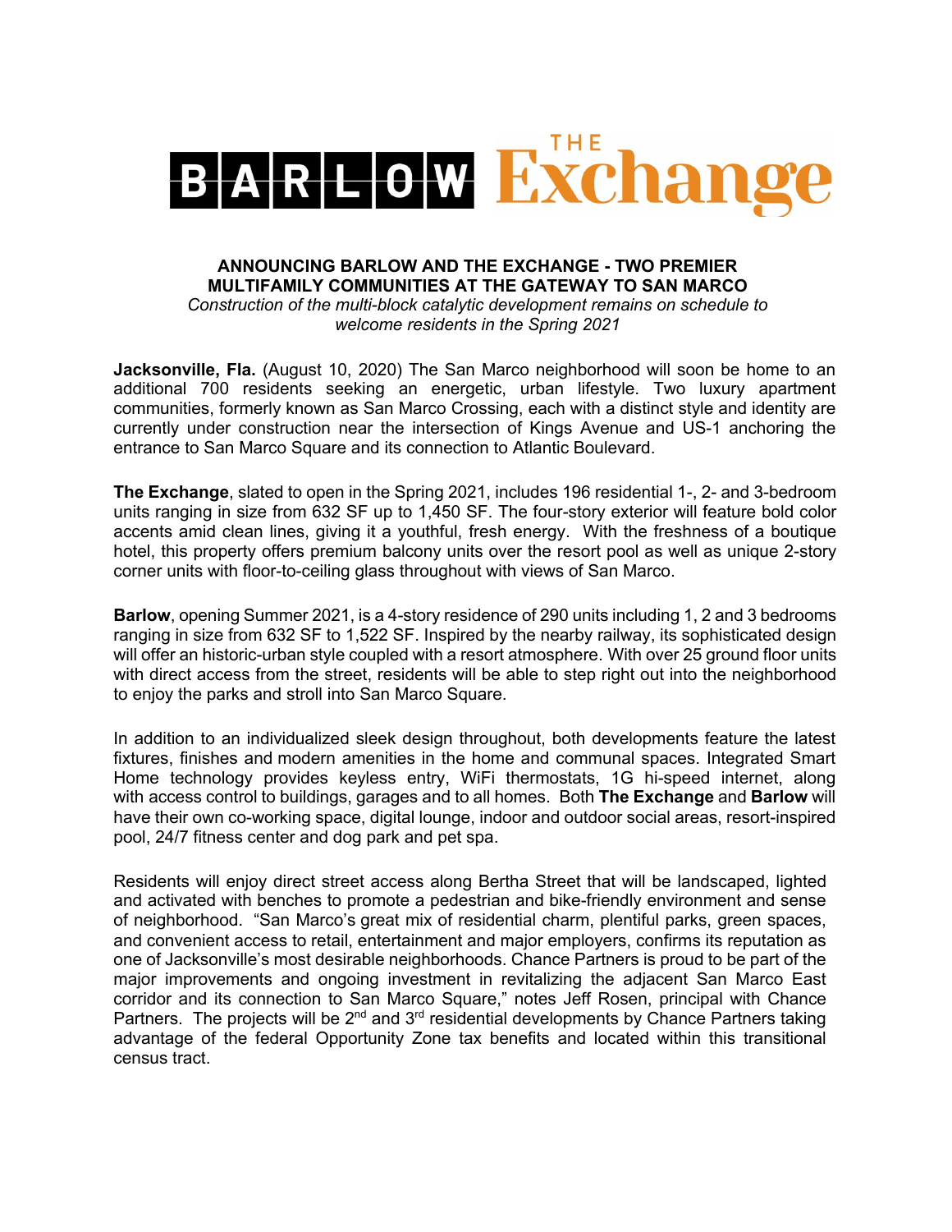BARLOW THE Exchange

## ANNOUNCING BARLOW AND THE EXCHANGE - TWO PREMIER MULTIFAMILY COMMUNITIES AT THE GATEWAY TO SAN MARCO

*Construction of the multi-block catalytic development remains on schedule to welcome residents in the Spring 2021*

**Jacksonville, Fla.** (August 10, 2020) The San Marco neighborhood will soon be home to an additional 700 residents seeking an energetic, urban lifestyle. Two luxury apartment communities, formerly known as San Marco Crossing, each with a distinct style and identity are currently under construction near the intersection of Kings Avenue and US-1 anchoring the entrance to San Marco Square and its connection to Atlantic Boulevard.

**The Exchange**, slated to open in the Spring 2021, includes 196 residential 1-, 2- and 3-bedroom units ranging in size from 632 SF up to 1,450 SF. The four-story exterior will feature bold color accents amid clean lines, giving it a youthful, fresh energy. With the freshness of a boutique hotel, this property offers premium balcony units over the resort pool as well as unique 2-story corner units with floor-to-ceiling glass throughout with views of San Marco.

**Barlow**, opening Summer 2021, is a 4-story residence of 290 units including 1, 2 and 3 bedrooms ranging in size from 632 SF to 1,522 SF. Inspired by the nearby railway, its sophisticated design will offer an historic-urban style coupled with a resort atmosphere. With over 25 ground floor units with direct access from the street, residents will be able to step right out into the neighborhood to enjoy the parks and stroll into San Marco Square.

In addition to an individualized sleek design throughout, both developments feature the latest fixtures, finishes and modern amenities in the home and communal spaces. Integrated Smart Home technology provides keyless entry, WiFi thermostats, 1G hi-speed internet, along with access control to buildings, garages and to all homes. Both **The Exchange** and **Barlow** will have their own co-working space, digital lounge, indoor and outdoor social areas, resort-inspired pool, 24/7 fitness center and dog park and pet spa.

Residents will enjoy direct street access along Bertha Street that will be landscaped, lighted and activated with benches to promote a pedestrian and bike-friendly environment and sense of neighborhood. "San Marco's great mix of residential charm, plentiful parks, green spaces, and convenient access to retail, entertainment and major employers, confirms its reputation as one of Jacksonville's most desirable neighborhoods. Chance Partners is proud to be part of the major improvements and ongoing investment in revitalizing the adjacent San Marco East corridor and its connection to San Marco Square," notes Jeff Rosen, principal with Chance Partners. The projects will be 2nd and 3rd residential developments by Chance Partners taking advantage of the federal Opportunity Zone tax benefits and located within this transitional census tract.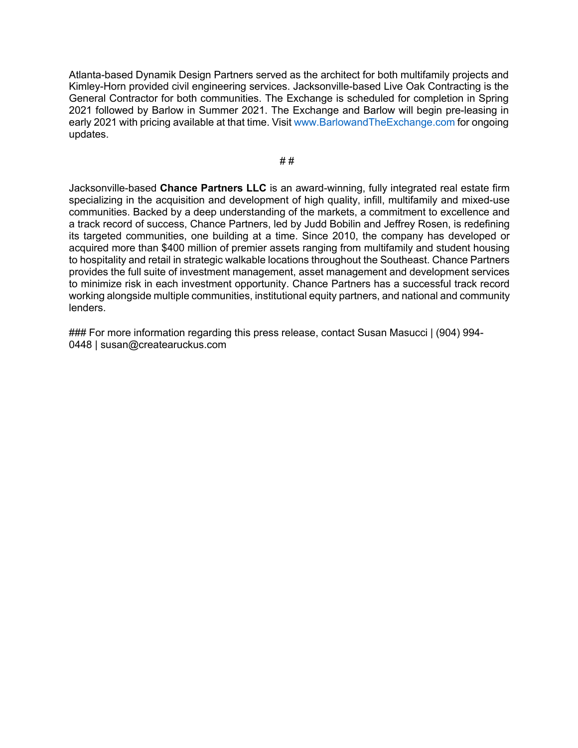Atlanta-based Dynamik Design Partners served as the architect for both multifamily projects and Kimley-Horn provided civil engineering services. Jacksonville-based Live Oak Contracting is the General Contractor for both communities. The Exchange is scheduled for completion in Spring 2021 followed by Barlow in Summer 2021. The Exchange and Barlow will begin pre-leasing in early 2021 with pricing available at that time. Visit www.BarlowandTheExchange.com for ongoing updates.

# #

Jacksonville-based **Chance Partners LLC** is an award-winning, fully integrated real estate firm specializing in the acquisition and development of high quality, infill, multifamily and mixed-use communities. Backed by a deep understanding of the markets, a commitment to excellence and a track record of success, Chance Partners, led by Judd Bobilin and Jeffrey Rosen, is redefining its targeted communities, one building at a time. Since 2010, the company has developed or acquired more than $400 million of premier assets ranging from multifamily and student housing to hospitality and retail in strategic walkable locations throughout the Southeast. Chance Partners provides the full suite of investment management, asset management and development services to minimize risk in each investment opportunity. Chance Partners has a successful track record working alongside multiple communities, institutional equity partners, and national and community lenders.

### For more information regarding this press release, contact Susan Masucci | (904) 994-0448 | susan@createaruckus.com